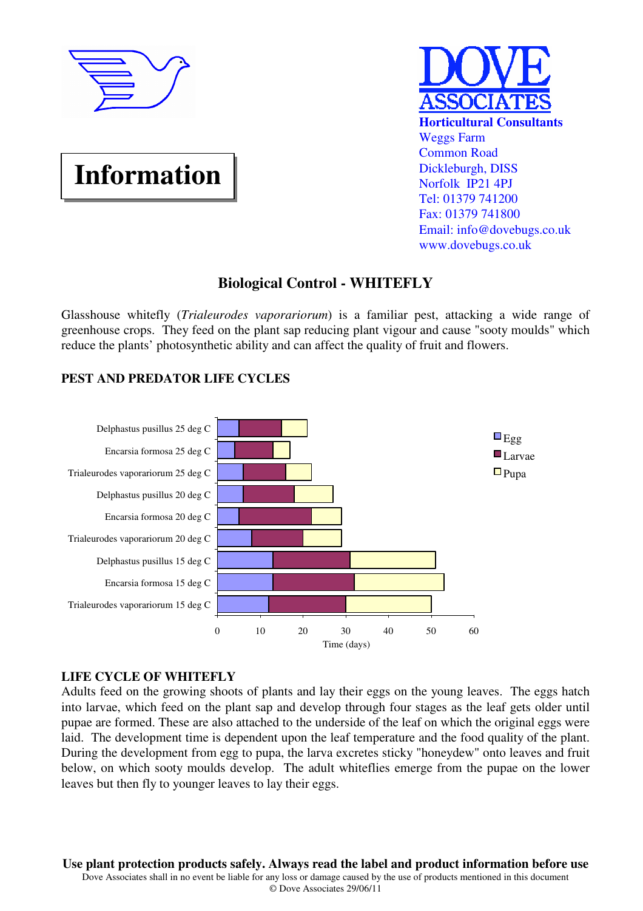**DOVE ASSOCIATES**
**Horticultural Consultants**
Weggs Farm
Common Road
Dickleburgh, DISS
Norfolk IP21 4PJ
Tel: 01379 741200
Fax: 01379 741800
Email: info@dovebugs.co.uk
www.dovebugs.co.uk

# Information

## Biological Control - WHITEFLY

Glasshouse whitefly (*Trialeurodes vaporariorum*) is a familiar pest, attacking a wide range of greenhouse crops. They feed on the plant sap reducing plant vigour and cause "sooty moulds" which reduce the plants' photosynthetic ability and can affect the quality of fruit and flowers.

### PEST AND PREDATOR LIFE CYCLES

| | Egg | Larvae | Pupa |
|---|---|---|---|
| Delphastus pusillus 25 deg C | 0–5 | 5–15 | 15–21 |
| Encarsia formosa 25 deg C | 0–4 | 4–13 | 13–17 |
| Trialeurodes vaporariorum 25 deg C | 0–6 | 6–16 | 16–22 |
| Delphastus pusillus 20 deg C | 0–6 | 6–18 | 18–27 |
| Encarsia formosa 20 deg C | 0–5 | 5–22 | 22–29 |
| Trialeurodes vaporariorum 20 deg C | 0–8 | 8–20 | 20–29 |
| Delphastus pusillus 15 deg C | 0–13 | 13–31 | 31–51 |
| Encarsia formosa 15 deg C | 0–13 | 13–32 | 32–53 |
| Trialeurodes vaporariorum 15 deg C | 0–12 | 12–30 | 30–50 |

Time (days)

### LIFE CYCLE OF WHITEFLY

Adults feed on the growing shoots of plants and lay their eggs on the young leaves. The eggs hatch into larvae, which feed on the plant sap and develop through four stages as the leaf gets older until pupae are formed. These are also attached to the underside of the leaf on which the original eggs were laid. The development time is dependent upon the leaf temperature and the food quality of the plant. During the development from egg to pupa, the larva excretes sticky "honeydew" onto leaves and fruit below, on which sooty moulds develop. The adult whiteflies emerge from the pupae on the lower leaves but then fly to younger leaves to lay their eggs.

**Use plant protection products safely. Always read the label and product information before use**

Dove Associates shall in no event be liable for any loss or damage caused by the use of products mentioned in this document

© Dove Associates 29/06/11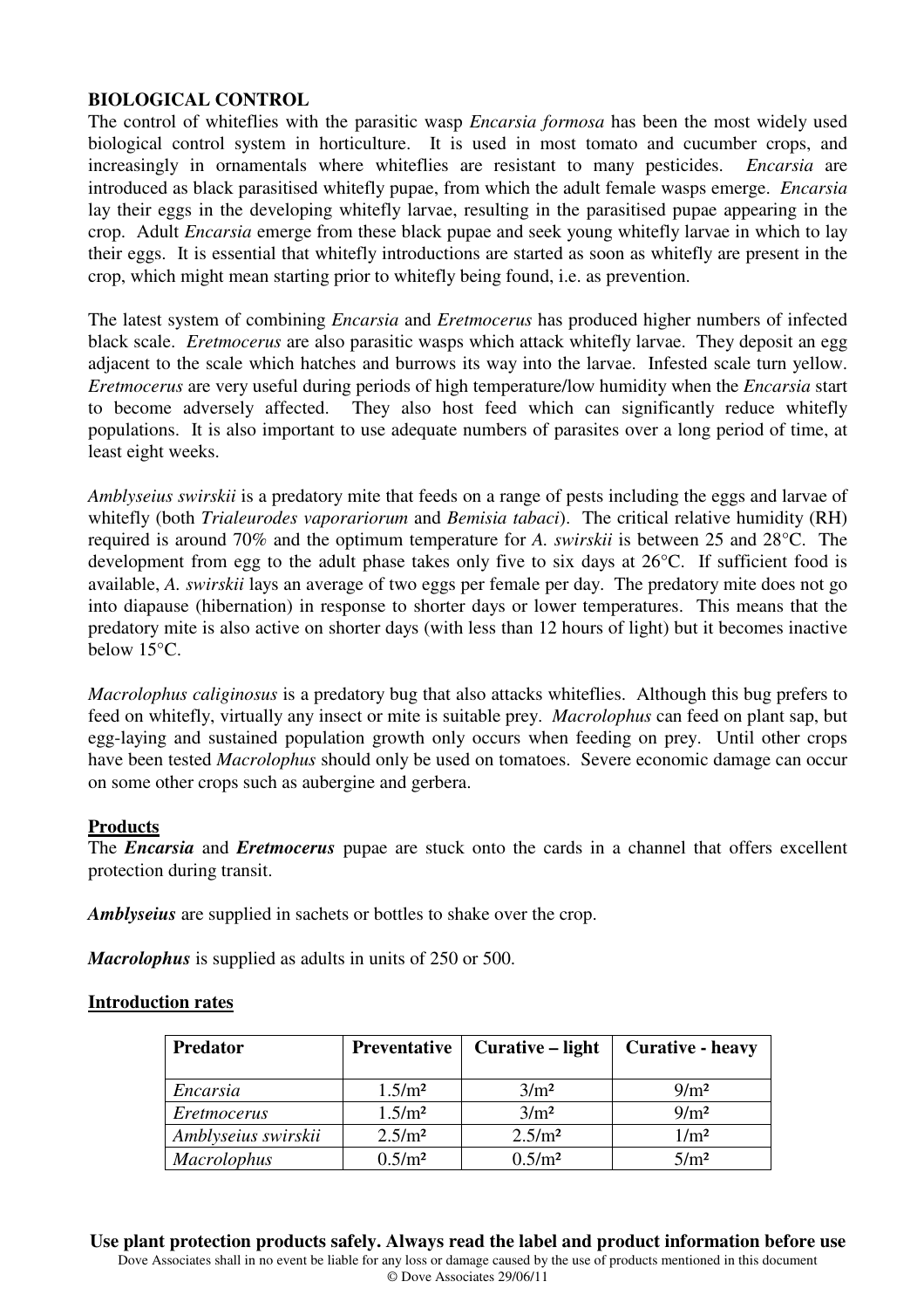**BIOLOGICAL CONTROL**

The control of whiteflies with the parasitic wasp *Encarsia formosa* has been the most widely used biological control system in horticulture. It is used in most tomato and cucumber crops, and increasingly in ornamentals where whiteflies are resistant to many pesticides. *Encarsia* are introduced as black parasitised whitefly pupae, from which the adult female wasps emerge. *Encarsia* lay their eggs in the developing whitefly larvae, resulting in the parasitised pupae appearing in the crop. Adult *Encarsia* emerge from these black pupae and seek young whitefly larvae in which to lay their eggs. It is essential that whitefly introductions are started as soon as whitefly are present in the crop, which might mean starting prior to whitefly being found, i.e. as prevention.

The latest system of combining *Encarsia* and *Eretmocerus* has produced higher numbers of infected black scale. *Eretmocerus* are also parasitic wasps which attack whitefly larvae. They deposit an egg adjacent to the scale which hatches and burrows its way into the larvae. Infested scale turn yellow. *Eretmocerus* are very useful during periods of high temperature/low humidity when the *Encarsia* start to become adversely affected. They also host feed which can significantly reduce whitefly populations. It is also important to use adequate numbers of parasites over a long period of time, at least eight weeks.

*Amblyseius swirskii* is a predatory mite that feeds on a range of pests including the eggs and larvae of whitefly (both *Trialeurodes vaporariorum* and *Bemisia tabaci*). The critical relative humidity (RH) required is around 70% and the optimum temperature for *A. swirskii* is between 25 and 28°C. The development from egg to the adult phase takes only five to six days at 26°C. If sufficient food is available, *A. swirskii* lays an average of two eggs per female per day. The predatory mite does not go into diapause (hibernation) in response to shorter days or lower temperatures. This means that the predatory mite is also active on shorter days (with less than 12 hours of light) but it becomes inactive below 15°C.

*Macrolophus caliginosus* is a predatory bug that also attacks whiteflies. Although this bug prefers to feed on whitefly, virtually any insect or mite is suitable prey. *Macrolophus* can feed on plant sap, but egg-laying and sustained population growth only occurs when feeding on prey. Until other crops have been tested *Macrolophus* should only be used on tomatoes. Severe economic damage can occur on some other crops such as aubergine and gerbera.

**Products**

The ***Encarsia*** and ***Eretmocerus*** pupae are stuck onto the cards in a channel that offers excellent protection during transit.

***Amblyseius*** are supplied in sachets or bottles to shake over the crop.

***Macrolophus*** is supplied as adults in units of 250 or 500.

**Introduction rates**

| Predator | Preventative | Curative – light | Curative - heavy |
|---|---|---|---|
| *Encarsia* | 1.5/m² | 3/m² | 9/m² |
| *Eretmocerus* | 1.5/m² | 3/m² | 9/m² |
| *Amblyseius swirskii* | 2.5/m² | 2.5/m² | 1/m² |
| *Macrolophus* | 0.5/m² | 0.5/m² | 5/m² |

**Use plant protection products safely. Always read the label and product information before use**

Dove Associates shall in no event be liable for any loss or damage caused by the use of products mentioned in this document

© Dove Associates 29/06/11